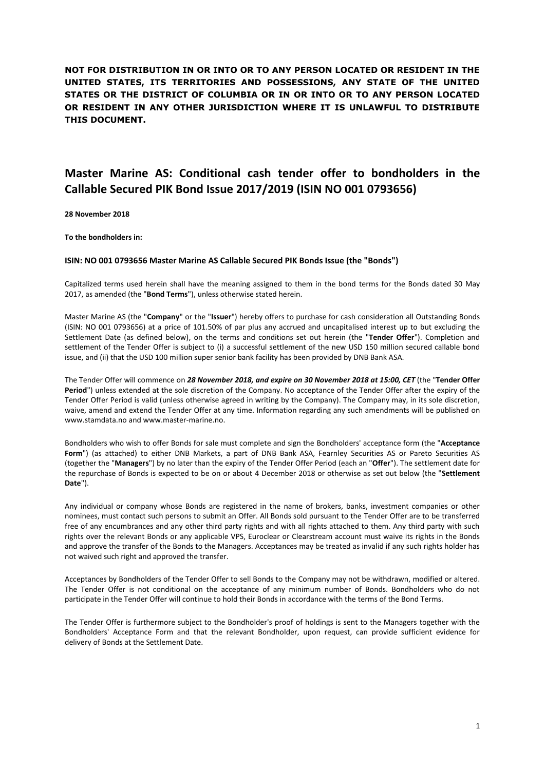**NOT FOR DISTRIBUTION IN OR INTO OR TO ANY PERSON LOCATED OR RESIDENT IN THE UNITED STATES, ITS TERRITORIES AND POSSESSIONS, ANY STATE OF THE UNITED STATES OR THE DISTRICT OF COLUMBIA OR IN OR INTO OR TO ANY PERSON LOCATED OR RESIDENT IN ANY OTHER JURISDICTION WHERE IT IS UNLAWFUL TO DISTRIBUTE THIS DOCUMENT.**

# Master Marine AS: Conditional cash tender offer to bondholders in the Callable Secured PIK Bond Issue 2017/2019 (ISIN NO 001 0793656)

**28 November 2018**

**To the bondholders in:**

**ISIN: NO 001 0793656 Master Marine AS Callable Secured PIK Bonds Issue (the "Bonds")**

Capitalized terms used herein shall have the meaning assigned to them in the bond terms for the Bonds dated 30 May 2017, as amended (the "**Bond Terms**"), unless otherwise stated herein.

Master Marine AS (the "**Company**" or the "**Issuer**") hereby offers to purchase for cash consideration all Outstanding Bonds (ISIN: NO 001 0793656) at a price of 101.50% of par plus any accrued and uncapitalised interest up to but excluding the Settlement Date (as defined below), on the terms and conditions set out herein (the "**Tender Offer**"). Completion and settlement of the Tender Offer is subject to (i) a successful settlement of the new USD 150 million secured callable bond issue, and (ii) that the USD 100 million super senior bank facility has been provided by DNB Bank ASA.

The Tender Offer will commence on ***28 November 2018, and expire on 30 November 2018 at 15:00, CET*** (the "**Tender Offer Period**") unless extended at the sole discretion of the Company. No acceptance of the Tender Offer after the expiry of the Tender Offer Period is valid (unless otherwise agreed in writing by the Company). The Company may, in its sole discretion, waive, amend and extend the Tender Offer at any time. Information regarding any such amendments will be published on www.stamdata.no and www.master-marine.no.

Bondholders who wish to offer Bonds for sale must complete and sign the Bondholders' acceptance form (the "**Acceptance Form**") (as attached) to either DNB Markets, a part of DNB Bank ASA, Fearnley Securities AS or Pareto Securities AS (together the "**Managers**") by no later than the expiry of the Tender Offer Period (each an "**Offer**"). The settlement date for the repurchase of Bonds is expected to be on or about 4 December 2018 or otherwise as set out below (the "**Settlement Date**").

Any individual or company whose Bonds are registered in the name of brokers, banks, investment companies or other nominees, must contact such persons to submit an Offer. All Bonds sold pursuant to the Tender Offer are to be transferred free of any encumbrances and any other third party rights and with all rights attached to them. Any third party with such rights over the relevant Bonds or any applicable VPS, Euroclear or Clearstream account must waive its rights in the Bonds and approve the transfer of the Bonds to the Managers. Acceptances may be treated as invalid if any such rights holder has not waived such right and approved the transfer.

Acceptances by Bondholders of the Tender Offer to sell Bonds to the Company may not be withdrawn, modified or altered. The Tender Offer is not conditional on the acceptance of any minimum number of Bonds. Bondholders who do not participate in the Tender Offer will continue to hold their Bonds in accordance with the terms of the Bond Terms.

The Tender Offer is furthermore subject to the Bondholder's proof of holdings is sent to the Managers together with the Bondholders' Acceptance Form and that the relevant Bondholder, upon request, can provide sufficient evidence for delivery of Bonds at the Settlement Date.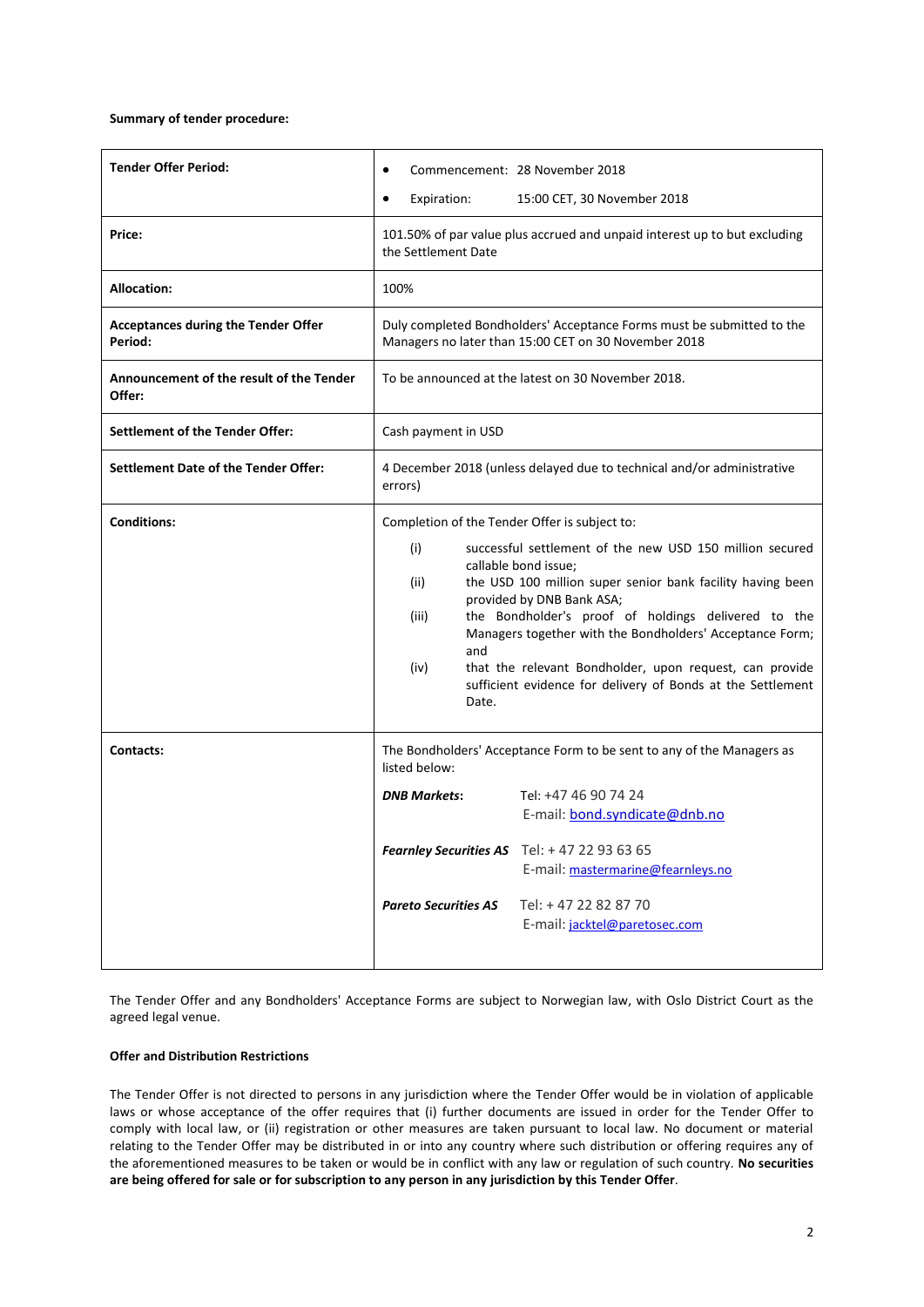**Summary of tender procedure:**

| | |
|---|---|
| **Tender Offer Period:** | • Commencement: 28 November 2018<br>• Expiration: 15:00 CET, 30 November 2018 |
| **Price:** | 101.50% of par value plus accrued and unpaid interest up to but excluding the Settlement Date |
| **Allocation:** | 100% |
| **Acceptances during the Tender Offer Period:** | Duly completed Bondholders' Acceptance Forms must be submitted to the Managers no later than 15:00 CET on 30 November 2018 |
| **Announcement of the result of the Tender Offer:** | To be announced at the latest on 30 November 2018. |
| **Settlement of the Tender Offer:** | Cash payment in USD |
| **Settlement Date of the Tender Offer:** | 4 December 2018 (unless delayed due to technical and/or administrative errors) |
| **Conditions:** | Completion of the Tender Offer is subject to:<br>(i) successful settlement of the new USD 150 million secured callable bond issue;<br>(ii) the USD 100 million super senior bank facility having been provided by DNB Bank ASA;<br>(iii) the Bondholder's proof of holdings delivered to the Managers together with the Bondholders' Acceptance Form; and<br>(iv) that the relevant Bondholder, upon request, can provide sufficient evidence for delivery of Bonds at the Settlement Date. |
| **Contacts:** | The Bondholders' Acceptance Form to be sent to any of the Managers as listed below:<br>***DNB Markets*:** Tel: +47 46 90 74 24 E-mail: bond.syndicate@dnb.no<br>***Fearnley Securities AS*** Tel: + 47 22 93 63 65 E-mail: mastermarine@fearnleys.no<br>***Pareto Securities AS*** Tel: + 47 22 82 87 70 E-mail: jacktel@paretosec.com |

The Tender Offer and any Bondholders' Acceptance Forms are subject to Norwegian law, with Oslo District Court as the agreed legal venue.

**Offer and Distribution Restrictions**

The Tender Offer is not directed to persons in any jurisdiction where the Tender Offer would be in violation of applicable laws or whose acceptance of the offer requires that (i) further documents are issued in order for the Tender Offer to comply with local law, or (ii) registration or other measures are taken pursuant to local law. No document or material relating to the Tender Offer may be distributed in or into any country where such distribution or offering requires any of the aforementioned measures to be taken or would be in conflict with any law or regulation of such country. **No securities are being offered for sale or for subscription to any person in any jurisdiction by this Tender Offer**.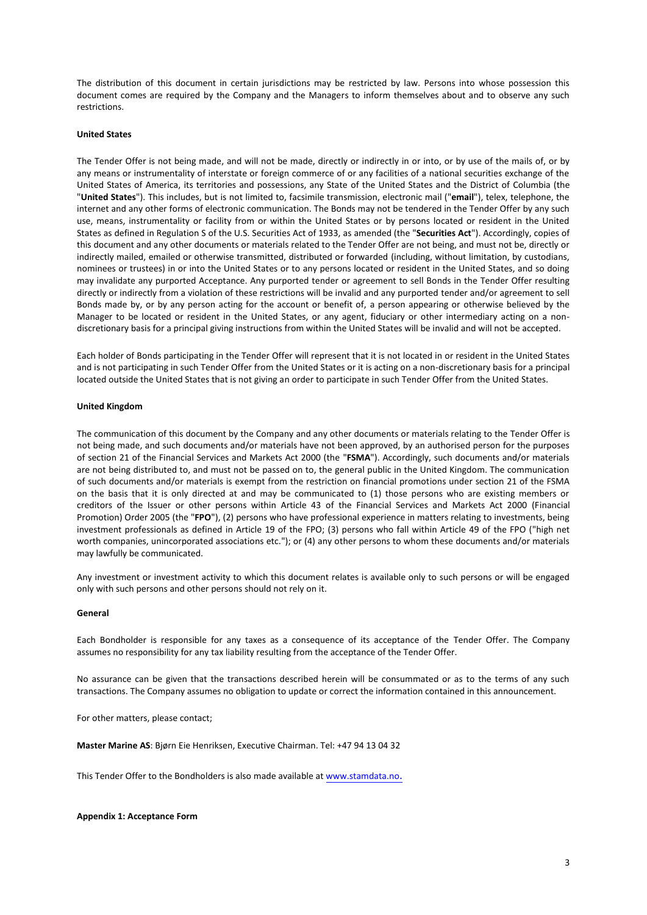The distribution of this document in certain jurisdictions may be restricted by law. Persons into whose possession this document comes are required by the Company and the Managers to inform themselves about and to observe any such restrictions.

**United States**

The Tender Offer is not being made, and will not be made, directly or indirectly in or into, or by use of the mails of, or by any means or instrumentality of interstate or foreign commerce of or any facilities of a national securities exchange of the United States of America, its territories and possessions, any State of the United States and the District of Columbia (the "**United States**"). This includes, but is not limited to, facsimile transmission, electronic mail ("**email**"), telex, telephone, the internet and any other forms of electronic communication. The Bonds may not be tendered in the Tender Offer by any such use, means, instrumentality or facility from or within the United States or by persons located or resident in the United States as defined in Regulation S of the U.S. Securities Act of 1933, as amended (the "**Securities Act**"). Accordingly, copies of this document and any other documents or materials related to the Tender Offer are not being, and must not be, directly or indirectly mailed, emailed or otherwise transmitted, distributed or forwarded (including, without limitation, by custodians, nominees or trustees) in or into the United States or to any persons located or resident in the United States, and so doing may invalidate any purported Acceptance. Any purported tender or agreement to sell Bonds in the Tender Offer resulting directly or indirectly from a violation of these restrictions will be invalid and any purported tender and/or agreement to sell Bonds made by, or by any person acting for the account or benefit of, a person appearing or otherwise believed by the Manager to be located or resident in the United States, or any agent, fiduciary or other intermediary acting on a non-discretionary basis for a principal giving instructions from within the United States will be invalid and will not be accepted.

Each holder of Bonds participating in the Tender Offer will represent that it is not located in or resident in the United States and is not participating in such Tender Offer from the United States or it is acting on a non-discretionary basis for a principal located outside the United States that is not giving an order to participate in such Tender Offer from the United States.

**United Kingdom**

The communication of this document by the Company and any other documents or materials relating to the Tender Offer is not being made, and such documents and/or materials have not been approved, by an authorised person for the purposes of section 21 of the Financial Services and Markets Act 2000 (the "**FSMA**"). Accordingly, such documents and/or materials are not being distributed to, and must not be passed on to, the general public in the United Kingdom. The communication of such documents and/or materials is exempt from the restriction on financial promotions under section 21 of the FSMA on the basis that it is only directed at and may be communicated to (1) those persons who are existing members or creditors of the Issuer or other persons within Article 43 of the Financial Services and Markets Act 2000 (Financial Promotion) Order 2005 (the "**FPO**"), (2) persons who have professional experience in matters relating to investments, being investment professionals as defined in Article 19 of the FPO; (3) persons who fall within Article 49 of the FPO ("high net worth companies, unincorporated associations etc."); or (4) any other persons to whom these documents and/or materials may lawfully be communicated.

Any investment or investment activity to which this document relates is available only to such persons or will be engaged only with such persons and other persons should not rely on it.

**General**

Each Bondholder is responsible for any taxes as a consequence of its acceptance of the Tender Offer. The Company assumes no responsibility for any tax liability resulting from the acceptance of the Tender Offer.

No assurance can be given that the transactions described herein will be consummated or as to the terms of any such transactions. The Company assumes no obligation to update or correct the information contained in this announcement.

For other matters, please contact;

**Master Marine AS**: Bjørn Eie Henriksen, Executive Chairman. Tel: +47 94 13 04 32

This Tender Offer to the Bondholders is also made available at www.stamdata.no.

**Appendix 1: Acceptance Form**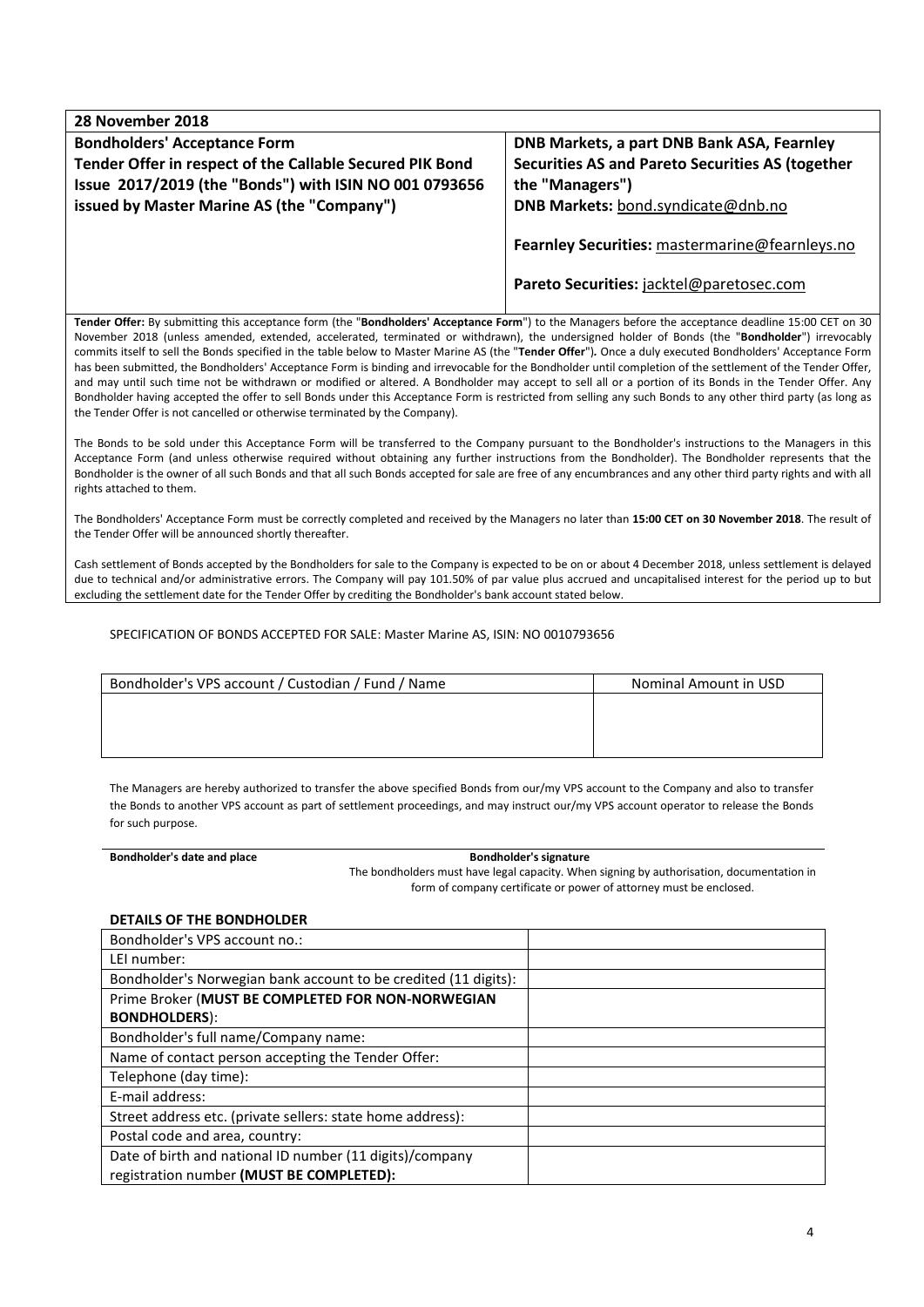| 28 November 2018 | |
|---|---|
| **Bondholders' Acceptance Form**<br>**Tender Offer in respect of the Callable Secured PIK Bond Issue 2017/2019 (the "Bonds") with ISIN NO 001 0793656 issued by Master Marine AS (the "Company")** | **DNB Markets, a part DNB Bank ASA, Fearnley Securities AS and Pareto Securities AS (together the "Managers")**<br>**DNB Markets:** bond.syndicate@dnb.no<br><br>**Fearnley Securities:** mastermarine@fearnleys.no<br><br>**Pareto Securities:** jacktel@paretosec.com |

**Tender Offer:** By submitting this acceptance form (the "**Bondholders' Acceptance Form**") to the Managers before the acceptance deadline 15:00 CET on 30 November 2018 (unless amended, extended, accelerated, terminated or withdrawn), the undersigned holder of Bonds (the "**Bondholder**") irrevocably commits itself to sell the Bonds specified in the table below to Master Marine AS (the "**Tender Offer**")**.** Once a duly executed Bondholders' Acceptance Form has been submitted, the Bondholders' Acceptance Form is binding and irrevocable for the Bondholder until completion of the settlement of the Tender Offer, and may until such time not be withdrawn or modified or altered. A Bondholder may accept to sell all or a portion of its Bonds in the Tender Offer. Any Bondholder having accepted the offer to sell Bonds under this Acceptance Form is restricted from selling any such Bonds to any other third party (as long as the Tender Offer is not cancelled or otherwise terminated by the Company).

The Bonds to be sold under this Acceptance Form will be transferred to the Company pursuant to the Bondholder's instructions to the Managers in this Acceptance Form (and unless otherwise required without obtaining any further instructions from the Bondholder). The Bondholder represents that the Bondholder is the owner of all such Bonds and that all such Bonds accepted for sale are free of any encumbrances and any other third party rights and with all rights attached to them.

The Bondholders' Acceptance Form must be correctly completed and received by the Managers no later than **15:00 CET on 30 November 2018**. The result of the Tender Offer will be announced shortly thereafter.

Cash settlement of Bonds accepted by the Bondholders for sale to the Company is expected to be on or about 4 December 2018, unless settlement is delayed due to technical and/or administrative errors. The Company will pay 101.50% of par value plus accrued and uncapitalised interest for the period up to but excluding the settlement date for the Tender Offer by crediting the Bondholder's bank account stated below.

SPECIFICATION OF BONDS ACCEPTED FOR SALE: Master Marine AS, ISIN: NO 0010793656

| Bondholder's VPS account / Custodian / Fund / Name | Nominal Amount in USD |
|---|---|
| | |

The Managers are hereby authorized to transfer the above specified Bonds from our/my VPS account to the Company and also to transfer the Bonds to another VPS account as part of settlement proceedings, and may instruct our/my VPS account operator to release the Bonds for such purpose.

**Bondholder's date and place** | **Bondholder's signature**

The bondholders must have legal capacity. When signing by authorisation, documentation in form of company certificate or power of attorney must be enclosed.

**DETAILS OF THE BONDHOLDER**

| | |
|---|---|
| Bondholder's VPS account no.: | |
| LEI number: | |
| Bondholder's Norwegian bank account to be credited (11 digits): | |
| Prime Broker (**MUST BE COMPLETED FOR NON-NORWEGIAN BONDHOLDERS**): | |
| Bondholder's full name/Company name: | |
| Name of contact person accepting the Tender Offer: | |
| Telephone (day time): | |
| E-mail address: | |
| Street address etc. (private sellers: state home address): | |
| Postal code and area, country: | |
| Date of birth and national ID number (11 digits)/company registration number **(MUST BE COMPLETED):** | |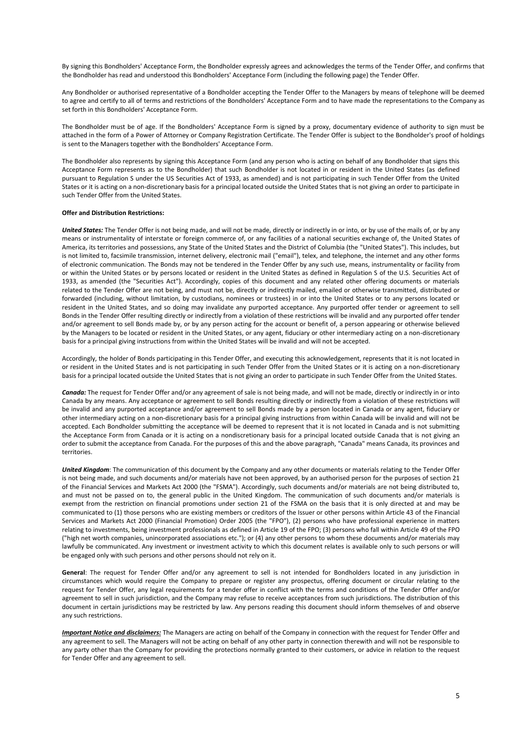By signing this Bondholders' Acceptance Form, the Bondholder expressly agrees and acknowledges the terms of the Tender Offer, and confirms that the Bondholder has read and understood this Bondholders' Acceptance Form (including the following page) the Tender Offer.

Any Bondholder or authorised representative of a Bondholder accepting the Tender Offer to the Managers by means of telephone will be deemed to agree and certify to all of terms and restrictions of the Bondholders' Acceptance Form and to have made the representations to the Company as set forth in this Bondholders' Acceptance Form.

The Bondholder must be of age. If the Bondholders' Acceptance Form is signed by a proxy, documentary evidence of authority to sign must be attached in the form of a Power of Attorney or Company Registration Certificate. The Tender Offer is subject to the Bondholder's proof of holdings is sent to the Managers together with the Bondholders' Acceptance Form.

The Bondholder also represents by signing this Acceptance Form (and any person who is acting on behalf of any Bondholder that signs this Acceptance Form represents as to the Bondholder) that such Bondholder is not located in or resident in the United States (as defined pursuant to Regulation S under the US Securities Act of 1933, as amended) and is not participating in such Tender Offer from the United States or it is acting on a non-discretionary basis for a principal located outside the United States that is not giving an order to participate in such Tender Offer from the United States.

**Offer and Distribution Restrictions:**

***United States:*** The Tender Offer is not being made, and will not be made, directly or indirectly in or into, or by use of the mails of, or by any means or instrumentality of interstate or foreign commerce of, or any facilities of a national securities exchange of, the United States of America, its territories and possessions, any State of the United States and the District of Columbia (the "United States"). This includes, but is not limited to, facsimile transmission, internet delivery, electronic mail ("email"), telex, and telephone, the internet and any other forms of electronic communication. The Bonds may not be tendered in the Tender Offer by any such use, means, instrumentality or facility from or within the United States or by persons located or resident in the United States as defined in Regulation S of the U.S. Securities Act of 1933, as amended (the "Securities Act"). Accordingly, copies of this document and any related other offering documents or materials related to the Tender Offer are not being, and must not be, directly or indirectly mailed, emailed or otherwise transmitted, distributed or forwarded (including, without limitation, by custodians, nominees or trustees) in or into the United States or to any persons located or resident in the United States, and so doing may invalidate any purported acceptance. Any purported offer tender or agreement to sell Bonds in the Tender Offer resulting directly or indirectly from a violation of these restrictions will be invalid and any purported offer tender and/or agreement to sell Bonds made by, or by any person acting for the account or benefit of, a person appearing or otherwise believed by the Managers to be located or resident in the United States, or any agent, fiduciary or other intermediary acting on a non-discretionary basis for a principal giving instructions from within the United States will be invalid and will not be accepted.

Accordingly, the holder of Bonds participating in this Tender Offer, and executing this acknowledgement, represents that it is not located in or resident in the United States and is not participating in such Tender Offer from the United States or it is acting on a non-discretionary basis for a principal located outside the United States that is not giving an order to participate in such Tender Offer from the United States.

***Canada:*** The request for Tender Offer and/or any agreement of sale is not being made, and will not be made, directly or indirectly in or into Canada by any means. Any acceptance or agreement to sell Bonds resulting directly or indirectly from a violation of these restrictions will be invalid and any purported acceptance and/or agreement to sell Bonds made by a person located in Canada or any agent, fiduciary or other intermediary acting on a non-discretionary basis for a principal giving instructions from within Canada will be invalid and will not be accepted. Each Bondholder submitting the acceptance will be deemed to represent that it is not located in Canada and is not submitting the Acceptance Form from Canada or it is acting on a nondiscretionary basis for a principal located outside Canada that is not giving an order to submit the acceptance from Canada. For the purposes of this and the above paragraph, "Canada" means Canada, its provinces and territories.

***United Kingdom***: The communication of this document by the Company and any other documents or materials relating to the Tender Offer is not being made, and such documents and/or materials have not been approved, by an authorised person for the purposes of section 21 of the Financial Services and Markets Act 2000 (the "FSMA"). Accordingly, such documents and/or materials are not being distributed to, and must not be passed on to, the general public in the United Kingdom. The communication of such documents and/or materials is exempt from the restriction on financial promotions under section 21 of the FSMA on the basis that it is only directed at and may be communicated to (1) those persons who are existing members or creditors of the Issuer or other persons within Article 43 of the Financial Services and Markets Act 2000 (Financial Promotion) Order 2005 (the "FPO"), (2) persons who have professional experience in matters relating to investments, being investment professionals as defined in Article 19 of the FPO; (3) persons who fall within Article 49 of the FPO ("high net worth companies, unincorporated associations etc."); or (4) any other persons to whom these documents and/or materials may lawfully be communicated. Any investment or investment activity to which this document relates is available only to such persons or will be engaged only with such persons and other persons should not rely on it.

**General**: The request for Tender Offer and/or any agreement to sell is not intended for Bondholders located in any jurisdiction in circumstances which would require the Company to prepare or register any prospectus, offering document or circular relating to the request for Tender Offer, any legal requirements for a tender offer in conflict with the terms and conditions of the Tender Offer and/or agreement to sell in such jurisdiction, and the Company may refuse to receive acceptances from such jurisdictions. The distribution of this document in certain jurisdictions may be restricted by law. Any persons reading this document should inform themselves of and observe any such restrictions.

***Important Notice and disclaimers:*** The Managers are acting on behalf of the Company in connection with the request for Tender Offer and any agreement to sell. The Managers will not be acting on behalf of any other party in connection therewith and will not be responsible to any party other than the Company for providing the protections normally granted to their customers, or advice in relation to the request for Tender Offer and any agreement to sell.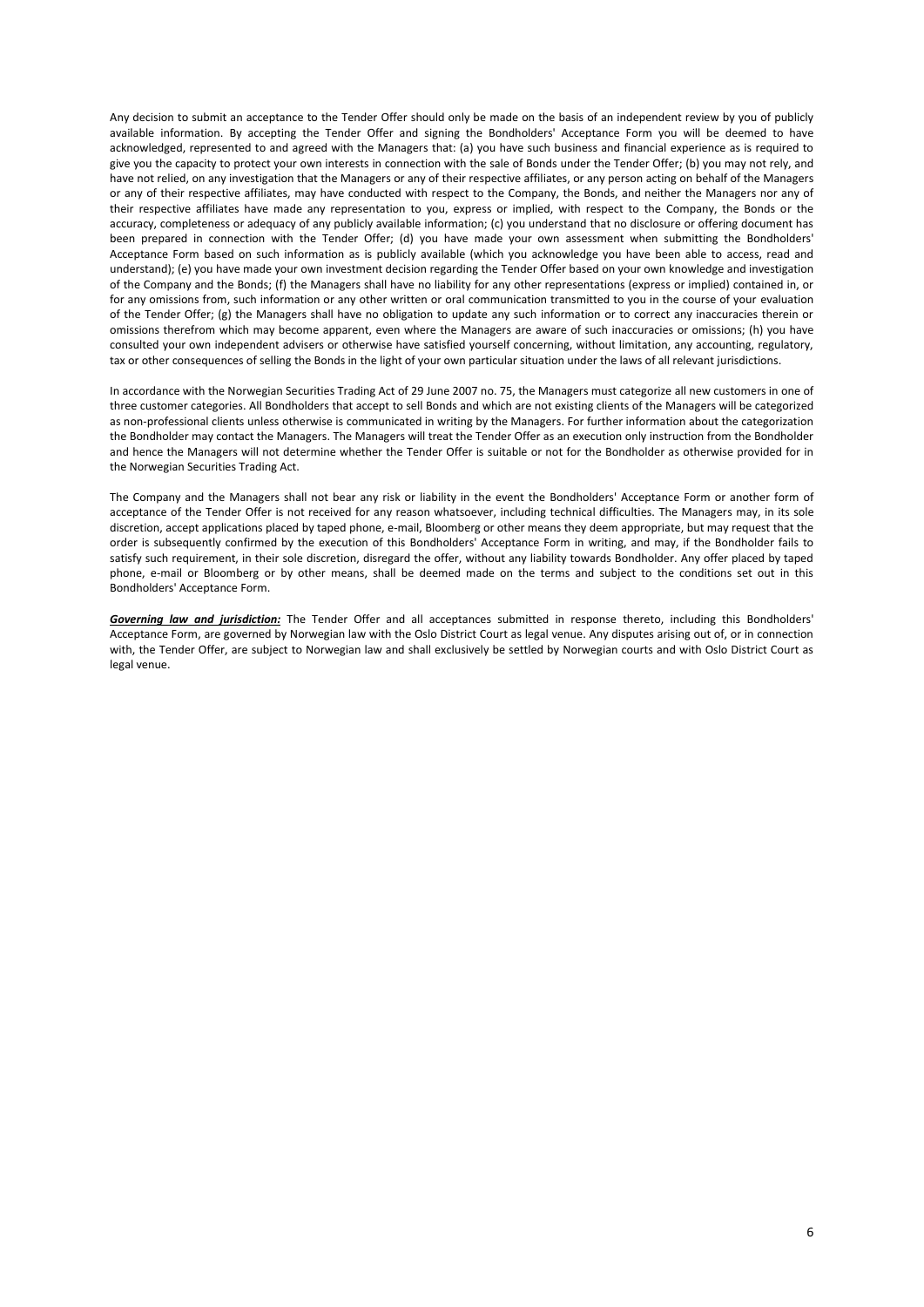Any decision to submit an acceptance to the Tender Offer should only be made on the basis of an independent review by you of publicly available information. By accepting the Tender Offer and signing the Bondholders' Acceptance Form you will be deemed to have acknowledged, represented to and agreed with the Managers that: (a) you have such business and financial experience as is required to give you the capacity to protect your own interests in connection with the sale of Bonds under the Tender Offer; (b) you may not rely, and have not relied, on any investigation that the Managers or any of their respective affiliates, or any person acting on behalf of the Managers or any of their respective affiliates, may have conducted with respect to the Company, the Bonds, and neither the Managers nor any of their respective affiliates have made any representation to you, express or implied, with respect to the Company, the Bonds or the accuracy, completeness or adequacy of any publicly available information; (c) you understand that no disclosure or offering document has been prepared in connection with the Tender Offer; (d) you have made your own assessment when submitting the Bondholders' Acceptance Form based on such information as is publicly available (which you acknowledge you have been able to access, read and understand); (e) you have made your own investment decision regarding the Tender Offer based on your own knowledge and investigation of the Company and the Bonds; (f) the Managers shall have no liability for any other representations (express or implied) contained in, or for any omissions from, such information or any other written or oral communication transmitted to you in the course of your evaluation of the Tender Offer; (g) the Managers shall have no obligation to update any such information or to correct any inaccuracies therein or omissions therefrom which may become apparent, even where the Managers are aware of such inaccuracies or omissions; (h) you have consulted your own independent advisers or otherwise have satisfied yourself concerning, without limitation, any accounting, regulatory, tax or other consequences of selling the Bonds in the light of your own particular situation under the laws of all relevant jurisdictions.

In accordance with the Norwegian Securities Trading Act of 29 June 2007 no. 75, the Managers must categorize all new customers in one of three customer categories. All Bondholders that accept to sell Bonds and which are not existing clients of the Managers will be categorized as non-professional clients unless otherwise is communicated in writing by the Managers. For further information about the categorization the Bondholder may contact the Managers. The Managers will treat the Tender Offer as an execution only instruction from the Bondholder and hence the Managers will not determine whether the Tender Offer is suitable or not for the Bondholder as otherwise provided for in the Norwegian Securities Trading Act.

The Company and the Managers shall not bear any risk or liability in the event the Bondholders' Acceptance Form or another form of acceptance of the Tender Offer is not received for any reason whatsoever, including technical difficulties. The Managers may, in its sole discretion, accept applications placed by taped phone, e-mail, Bloomberg or other means they deem appropriate, but may request that the order is subsequently confirmed by the execution of this Bondholders' Acceptance Form in writing, and may, if the Bondholder fails to satisfy such requirement, in their sole discretion, disregard the offer, without any liability towards Bondholder. Any offer placed by taped phone, e-mail or Bloomberg or by other means, shall be deemed made on the terms and subject to the conditions set out in this Bondholders' Acceptance Form.

***Governing law and jurisdiction:*** The Tender Offer and all acceptances submitted in response thereto, including this Bondholders' Acceptance Form, are governed by Norwegian law with the Oslo District Court as legal venue. Any disputes arising out of, or in connection with, the Tender Offer, are subject to Norwegian law and shall exclusively be settled by Norwegian courts and with Oslo District Court as legal venue.